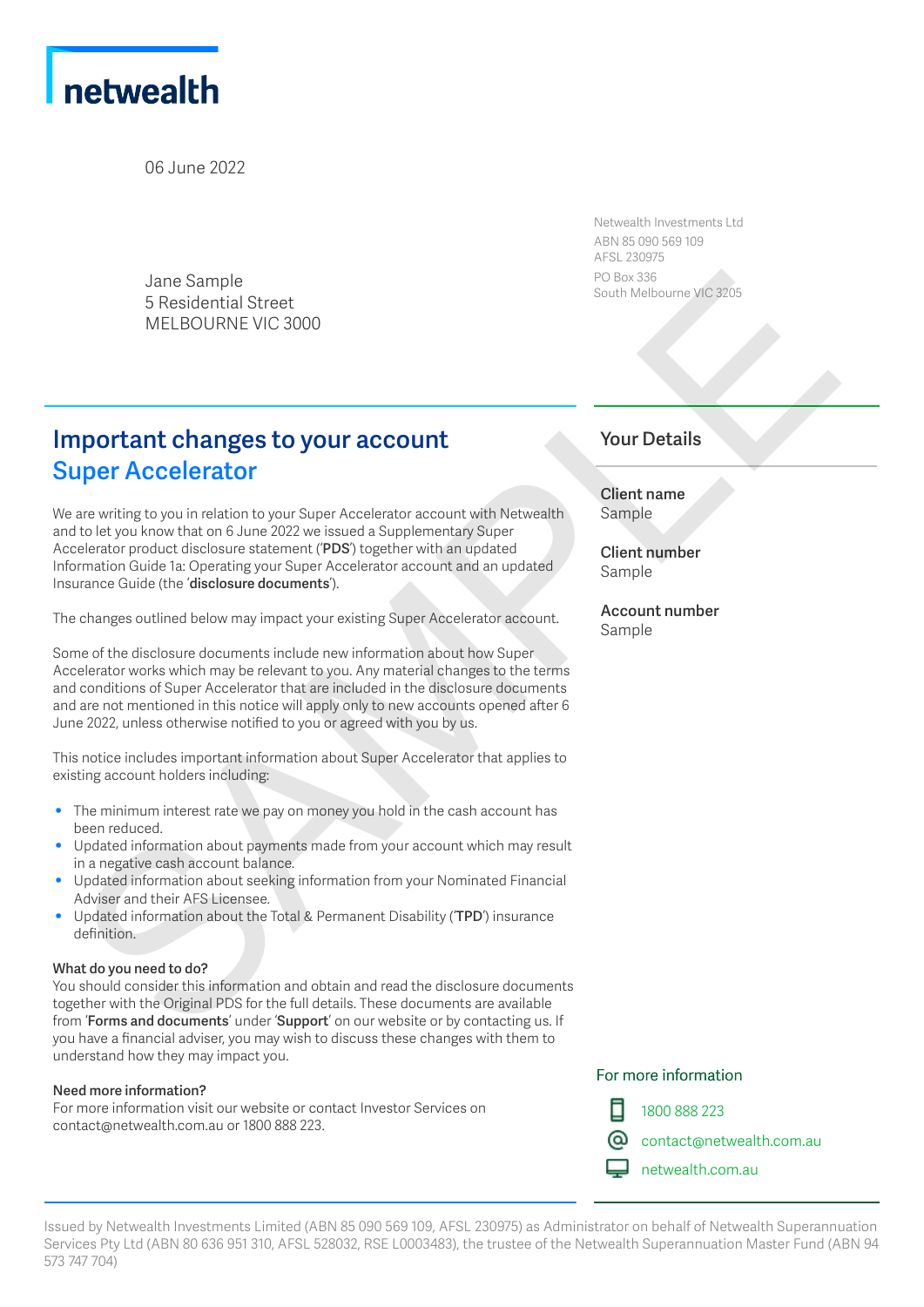netwealth

06 June 2022

Jane Sample
5 Residential Street
MELBOURNE VIC 3000

Netwealth Investments Ltd
ABN 85 090 569 109
AFSL 230975
PO Box 336
South Melbourne VIC 3205

# Important changes to your account
## Super Accelerator

We are writing to you in relation to your Super Accelerator account with Netwealth and to let you know that on 6 June 2022 we issued a Supplementary Super Accelerator product disclosure statement ('**PDS**') together with an updated Information Guide 1a: Operating your Super Accelerator account and an updated Insurance Guide (the '**disclosure documents**').

The changes outlined below may impact your existing Super Accelerator account.

Some of the disclosure documents include new information about how Super Accelerator works which may be relevant to you. Any material changes to the terms and conditions of Super Accelerator that are included in the disclosure documents and are not mentioned in this notice will apply only to new accounts opened after 6 June 2022, unless otherwise notified to you or agreed with you by us.

This notice includes important information about Super Accelerator that applies to existing account holders including:

- The minimum interest rate we pay on money you hold in the cash account has been reduced.
- Updated information about payments made from your account which may result in a negative cash account balance.
- Updated information about seeking information from your Nominated Financial Adviser and their AFS Licensee.
- Updated information about the Total & Permanent Disability ('**TPD**') insurance definition.

**What do you need to do?**
You should consider this information and obtain and read the disclosure documents together with the Original PDS for the full details. These documents are available from '**Forms and documents**' under '**Support**' on our website or by contacting us. If you have a financial adviser, you may wish to discuss these changes with them to understand how they may impact you.

**Need more information?**
For more information visit our website or contact Investor Services on contact@netwealth.com.au or 1800 888 223.

## Your Details

**Client name**
Sample

**Client number**
Sample

**Account number**
Sample

For more information

1800 888 223
contact@netwealth.com.au
netwealth.com.au

Issued by Netwealth Investments Limited (ABN 85 090 569 109, AFSL 230975) as Administrator on behalf of Netwealth Superannuation Services Pty Ltd (ABN 80 636 951 310, AFSL 528032, RSE L0003483), the trustee of the Netwealth Superannuation Master Fund (ABN 94 573 747 704)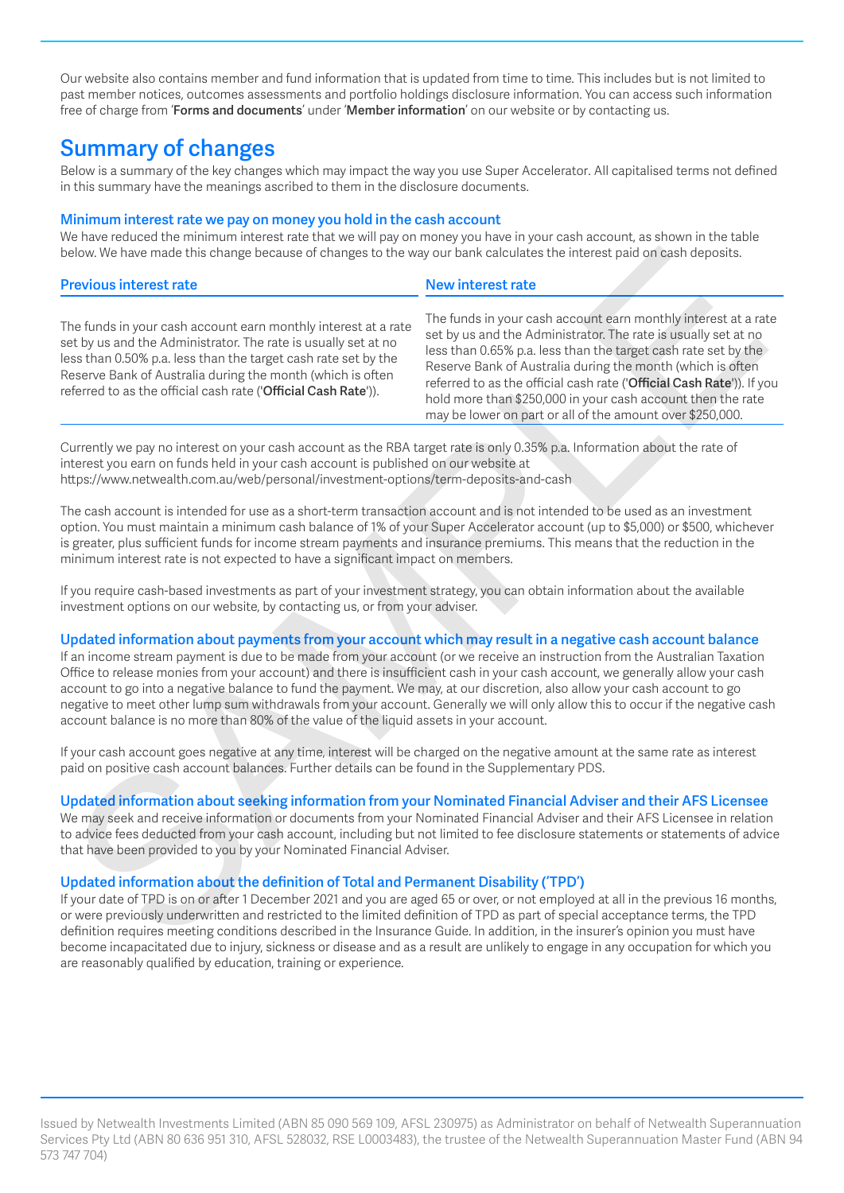Our website also contains member and fund information that is updated from time to time. This includes but is not limited to past member notices, outcomes assessments and portfolio holdings disclosure information. You can access such information free of charge from '**Forms and documents**' under '**Member information**' on our website or by contacting us.

# Summary of changes

Below is a summary of the key changes which may impact the way you use Super Accelerator. All capitalised terms not defined in this summary have the meanings ascribed to them in the disclosure documents.

### Minimum interest rate we pay on money you hold in the cash account

We have reduced the minimum interest rate that we will pay on money you have in your cash account, as shown in the table below. We have made this change because of changes to the way our bank calculates the interest paid on cash deposits.

| Previous interest rate | New interest rate |
| --- | --- |
| The funds in your cash account earn monthly interest at a rate set by us and the Administrator. The rate is usually set at no less than 0.50% p.a. less than the target cash rate set by the Reserve Bank of Australia during the month (which is often referred to as the official cash rate ('**Official Cash Rate**')). | The funds in your cash account earn monthly interest at a rate set by us and the Administrator. The rate is usually set at no less than 0.65% p.a. less than the target cash rate set by the Reserve Bank of Australia during the month (which is often referred to as the official cash rate ('**Official Cash Rate**')). If you hold more than $250,000 in your cash account then the rate may be lower on part or all of the amount over $250,000. |

Currently we pay no interest on your cash account as the RBA target rate is only 0.35% p.a. Information about the rate of interest you earn on funds held in your cash account is published on our website at https://www.netwealth.com.au/web/personal/investment-options/term-deposits-and-cash

The cash account is intended for use as a short-term transaction account and is not intended to be used as an investment option. You must maintain a minimum cash balance of 1% of your Super Accelerator account (up to $5,000) or $500, whichever is greater, plus sufficient funds for income stream payments and insurance premiums. This means that the reduction in the minimum interest rate is not expected to have a significant impact on members.

If you require cash-based investments as part of your investment strategy, you can obtain information about the available investment options on our website, by contacting us, or from your adviser.

### Updated information about payments from your account which may result in a negative cash account balance

If an income stream payment is due to be made from your account (or we receive an instruction from the Australian Taxation Office to release monies from your account) and there is insufficient cash in your cash account, we generally allow your cash account to go into a negative balance to fund the payment. We may, at our discretion, also allow your cash account to go negative to meet other lump sum withdrawals from your account. Generally we will only allow this to occur if the negative cash account balance is no more than 80% of the value of the liquid assets in your account.

If your cash account goes negative at any time, interest will be charged on the negative amount at the same rate as interest paid on positive cash account balances. Further details can be found in the Supplementary PDS.

### Updated information about seeking information from your Nominated Financial Adviser and their AFS Licensee

We may seek and receive information or documents from your Nominated Financial Adviser and their AFS Licensee in relation to advice fees deducted from your cash account, including but not limited to fee disclosure statements or statements of advice that have been provided to you by your Nominated Financial Adviser.

### Updated information about the definition of Total and Permanent Disability ('TPD')

If your date of TPD is on or after 1 December 2021 and you are aged 65 or over, or not employed at all in the previous 16 months, or were previously underwritten and restricted to the limited definition of TPD as part of special acceptance terms, the TPD definition requires meeting conditions described in the Insurance Guide. In addition, in the insurer's opinion you must have become incapacitated due to injury, sickness or disease and as a result are unlikely to engage in any occupation for which you are reasonably qualified by education, training or experience.

Issued by Netwealth Investments Limited (ABN 85 090 569 109, AFSL 230975) as Administrator on behalf of Netwealth Superannuation Services Pty Ltd (ABN 80 636 951 310, AFSL 528032, RSE L0003483), the trustee of the Netwealth Superannuation Master Fund (ABN 94 573 747 704)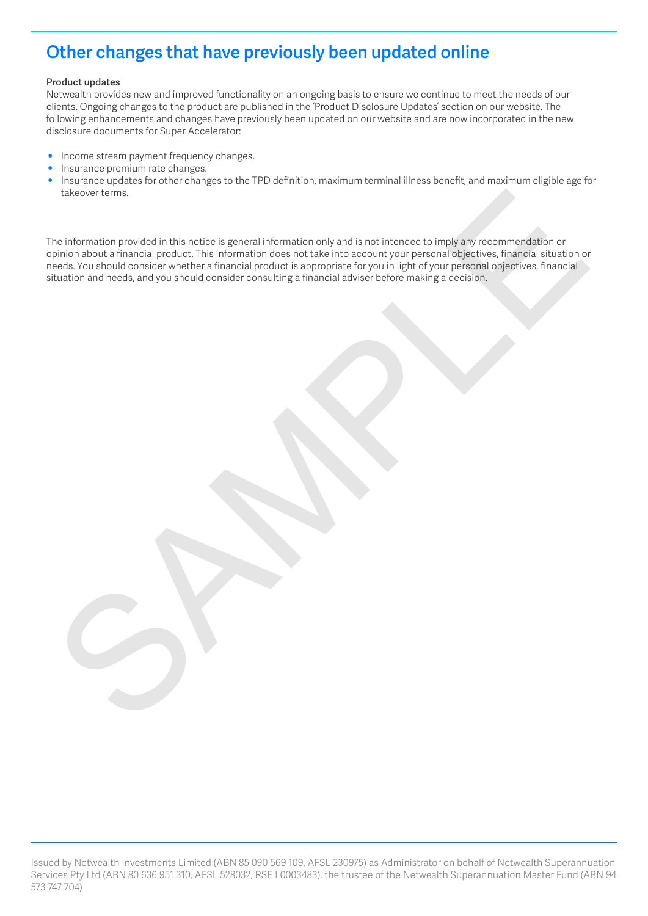# Other changes that have previously been updated online

**Product updates**

Netwealth provides new and improved functionality on an ongoing basis to ensure we continue to meet the needs of our clients. Ongoing changes to the product are published in the 'Product Disclosure Updates' section on our website. The following enhancements and changes have previously been updated on our website and are now incorporated in the new disclosure documents for Super Accelerator:

- Income stream payment frequency changes.
- Insurance premium rate changes.
- Insurance updates for other changes to the TPD definition, maximum terminal illness benefit, and maximum eligible age for takeover terms.

The information provided in this notice is general information only and is not intended to imply any recommendation or opinion about a financial product. This information does not take into account your personal objectives, financial situation or needs. You should consider whether a financial product is appropriate for you in light of your personal objectives, financial situation and needs, and you should consider consulting a financial adviser before making a decision.

Issued by Netwealth Investments Limited (ABN 85 090 569 109, AFSL 230975) as Administrator on behalf of Netwealth Superannuation Services Pty Ltd (ABN 80 636 951 310, AFSL 528032, RSE L0003483), the trustee of the Netwealth Superannuation Master Fund (ABN 94 573 747 704)